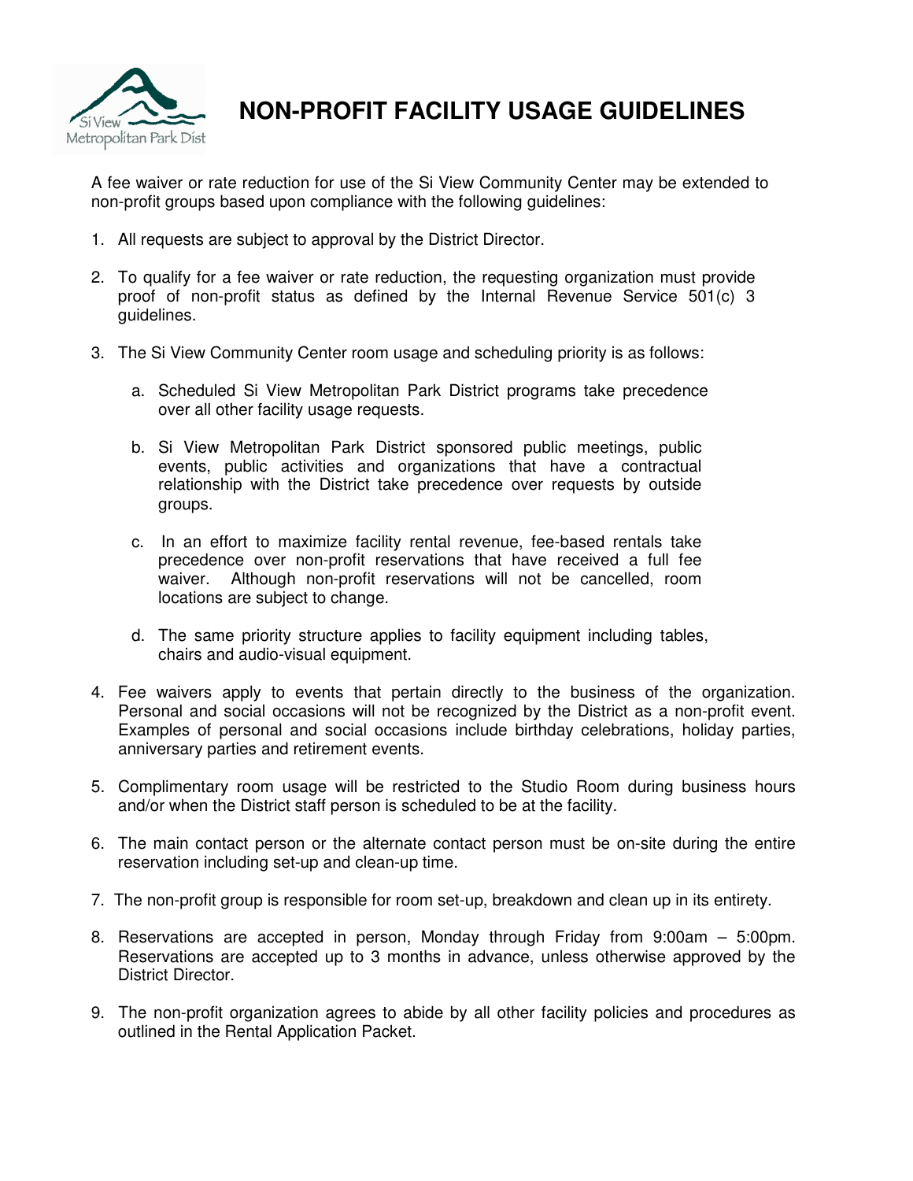# NON-PROFIT FACILITY USAGE GUIDELINES

A fee waiver or rate reduction for use of the Si View Community Center may be extended to non-profit groups based upon compliance with the following guidelines:

1. All requests are subject to approval by the District Director.

2. To qualify for a fee waiver or rate reduction, the requesting organization must provide proof of non-profit status as defined by the Internal Revenue Service 501(c) 3 guidelines.

3. The Si View Community Center room usage and scheduling priority is as follows:

    a. Scheduled Si View Metropolitan Park District programs take precedence over all other facility usage requests.

    b. Si View Metropolitan Park District sponsored public meetings, public events, public activities and organizations that have a contractual relationship with the District take precedence over requests by outside groups.

    c. In an effort to maximize facility rental revenue, fee-based rentals take precedence over non-profit reservations that have received a full fee waiver. Although non-profit reservations will not be cancelled, room locations are subject to change.

    d. The same priority structure applies to facility equipment including tables, chairs and audio-visual equipment.

4. Fee waivers apply to events that pertain directly to the business of the organization. Personal and social occasions will not be recognized by the District as a non-profit event. Examples of personal and social occasions include birthday celebrations, holiday parties, anniversary parties and retirement events.

5. Complimentary room usage will be restricted to the Studio Room during business hours and/or when the District staff person is scheduled to be at the facility.

6. The main contact person or the alternate contact person must be on-site during the entire reservation including set-up and clean-up time.

7. The non-profit group is responsible for room set-up, breakdown and clean up in its entirety.

8. Reservations are accepted in person, Monday through Friday from 9:00am – 5:00pm. Reservations are accepted up to 3 months in advance, unless otherwise approved by the District Director.

9. The non-profit organization agrees to abide by all other facility policies and procedures as outlined in the Rental Application Packet.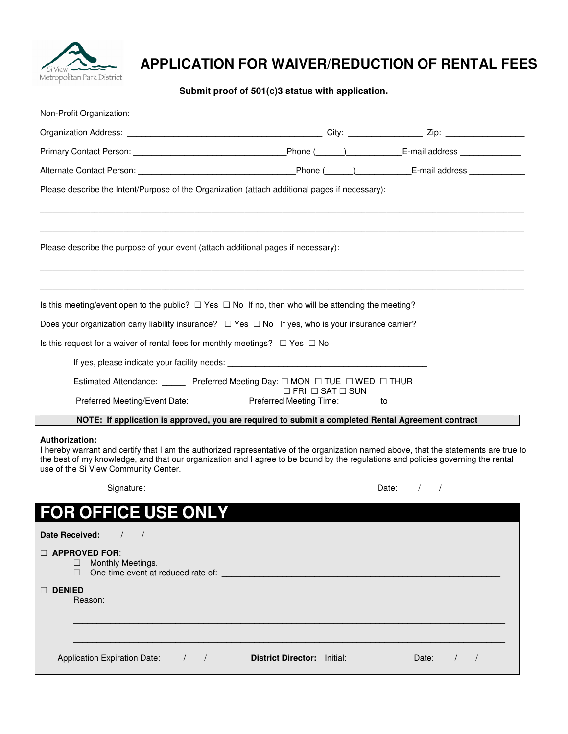Si View Metropolitan Park District

# APPLICATION FOR WAIVER/REDUCTION OF RENTAL FEES

**Submit proof of 501(c)3 status with application.**

Non-Profit Organization: ___________________________________________________________________________________

Organization Address: ____________________________________________ City: ________________ Zip: _________________

Primary Contact Person: __________________________________Phone (______)____________E-mail address ______________

Alternate Contact Person: __________________________________Phone (______)____________E-mail address _____________

Please describe the Intent/Purpose of the Organization (attach additional pages if necessary):

_____________________________________________________________________________________________________________

_____________________________________________________________________________________________________________

Please describe the purpose of your event (attach additional pages if necessary):

_____________________________________________________________________________________________________________

_____________________________________________________________________________________________________________

Is this meeting/event open to the public? ☐ Yes ☐ No If no, then who will be attending the meeting? _______________________

Does your organization carry liability insurance? ☐ Yes ☐ No If yes, who is your insurance carrier? ______________________

Is this request for a waiver of rental fees for monthly meetings? ☐ Yes ☐ No

If yes, please indicate your facility needs: _____________________________________________

Estimated Attendance: _____ Preferred Meeting Day: ☐ MON ☐ TUE ☐ WED ☐ THUR ☐ FRI ☐ SAT ☐ SUN

Preferred Meeting/Event Date:____________ Preferred Meeting Time: ________ to _________

**NOTE: If application is approved, you are required to submit a completed Rental Agreement contract**

**Authorization:**
I hereby warrant and certify that I am the authorized representative of the organization named above, that the statements are true to the best of my knowledge, and that our organization and I agree to be bound by the regulations and policies governing the rental use of the Si View Community Center.

Signature: __________________________________________________ Date: ____/____/____

## FOR OFFICE USE ONLY

**Date Received:** ____/____/____

☐ **APPROVED FOR**:
- ☐ Monthly Meetings.
- ☐ One-time event at reduced rate of: ______________________________________________________________

☐ **DENIED**

Reason: ____________________________________________________________________________________________

_____________________________________________________________________________________________________

_____________________________________________________________________________________________________

Application Expiration Date: ____/____/____ **District Director:** Initial: _____________ Date: ____/____/____